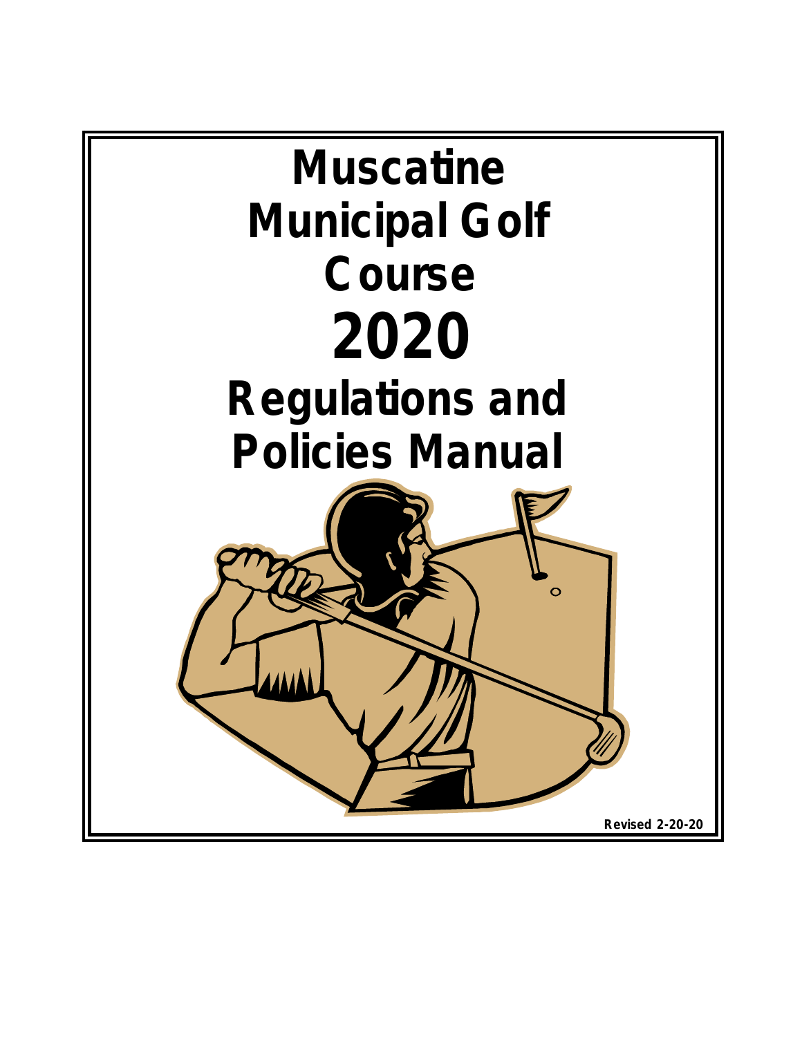# Muscatine Municipal Golf Course 2020 Regulations and Policies Manual

Revised 2-20-20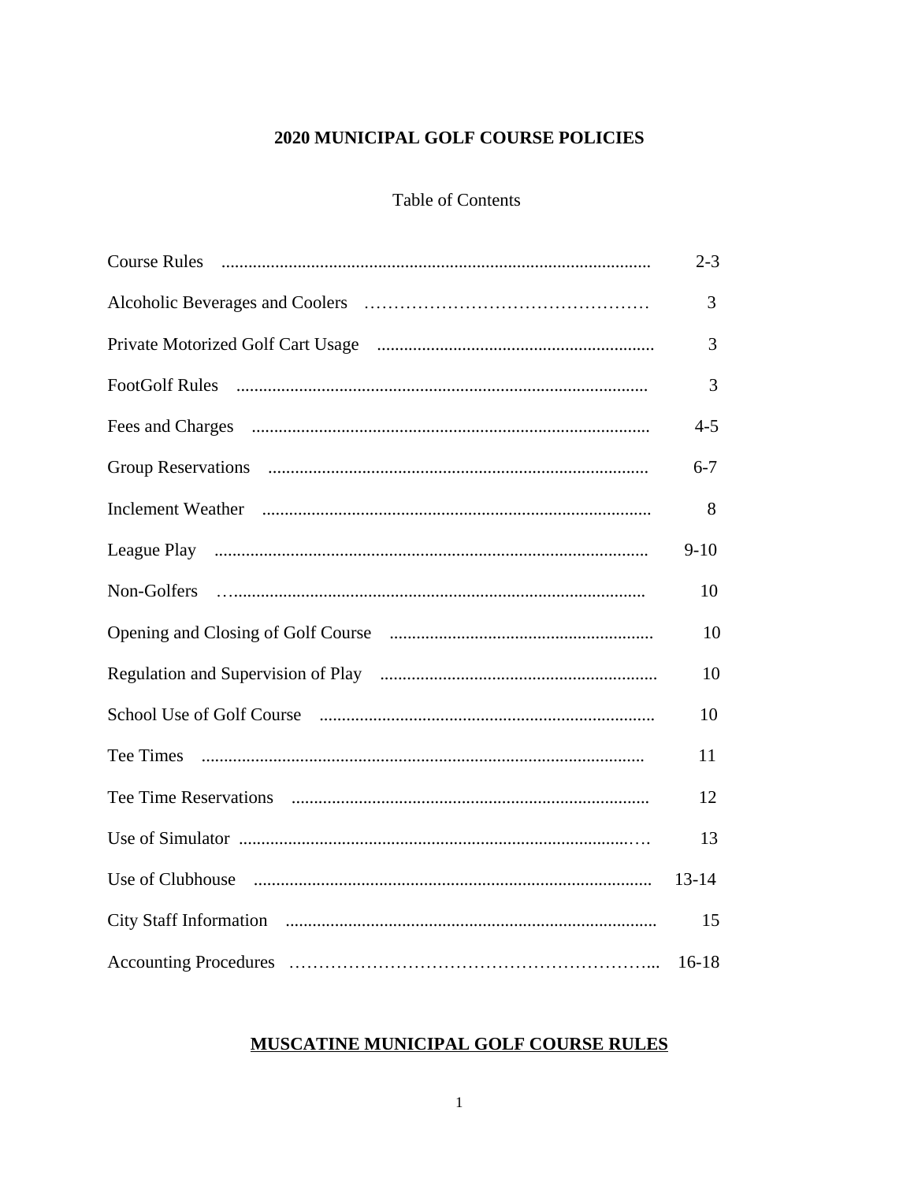# 2020 MUNICIPAL GOLF COURSE POLICIES

## Table of Contents

| Section | Page |
|---|---|
| Course Rules | 2-3 |
| Alcoholic Beverages and Coolers | 3 |
| Private Motorized Golf Cart Usage | 3 |
| FootGolf Rules | 3 |
| Fees and Charges | 4-5 |
| Group Reservations | 6-7 |
| Inclement Weather | 8 |
| League Play | 9-10 |
| Non-Golfers | 10 |
| Opening and Closing of Golf Course | 10 |
| Regulation and Supervision of Play | 10 |
| School Use of Golf Course | 10 |
| Tee Times | 11 |
| Tee Time Reservations | 12 |
| Use of Simulator | 13 |
| Use of Clubhouse | 13-14 |
| City Staff Information | 15 |
| Accounting Procedures | 16-18 |

## MUSCATINE MUNICIPAL GOLF COURSE RULES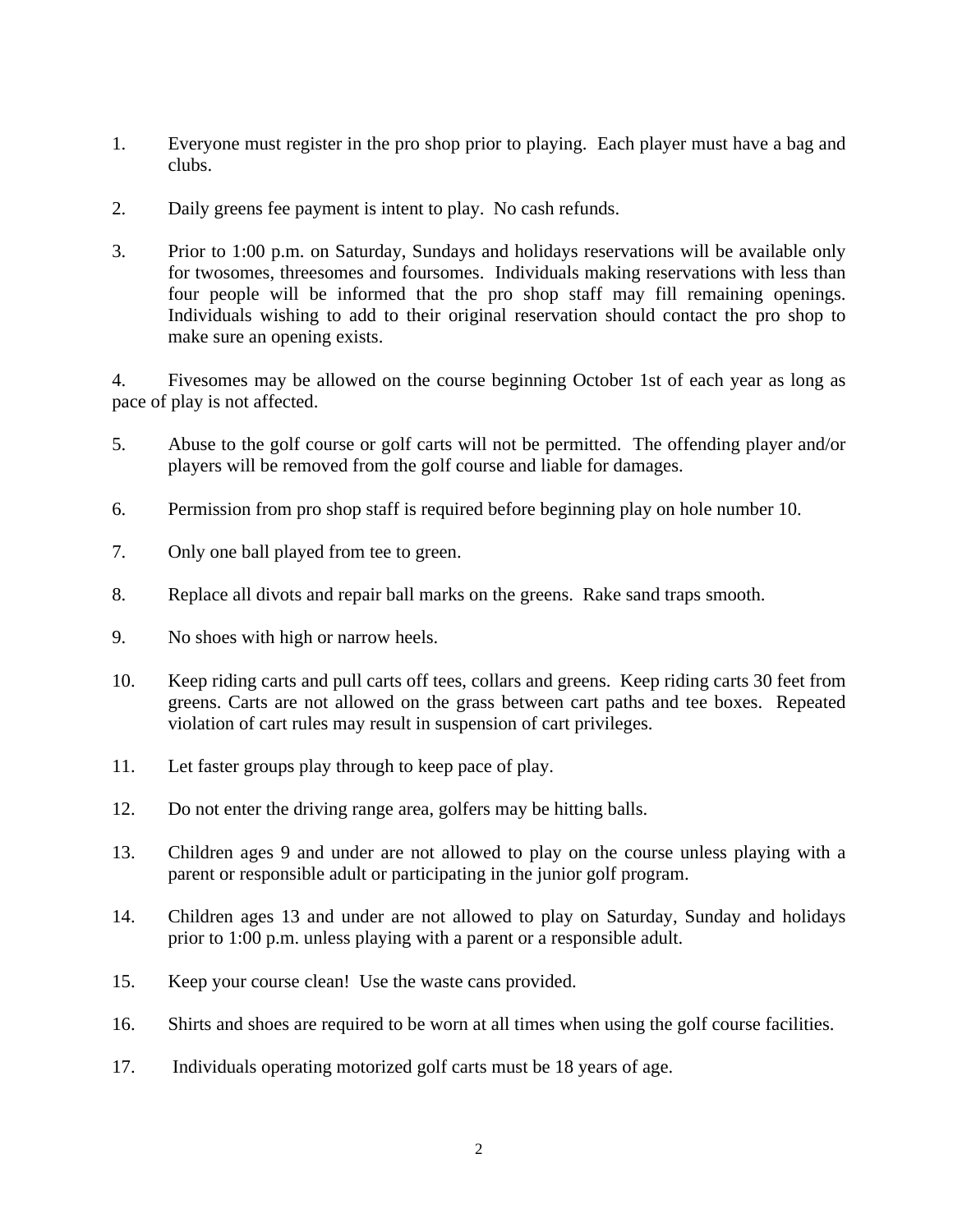1. Everyone must register in the pro shop prior to playing. Each player must have a bag and clubs.

2. Daily greens fee payment is intent to play. No cash refunds.

3. Prior to 1:00 p.m. on Saturday, Sundays and holidays reservations will be available only for twosomes, threesomes and foursomes. Individuals making reservations with less than four people will be informed that the pro shop staff may fill remaining openings. Individuals wishing to add to their original reservation should contact the pro shop to make sure an opening exists.

4. Fivesomes may be allowed on the course beginning October 1st of each year as long as pace of play is not affected.

5. Abuse to the golf course or golf carts will not be permitted. The offending player and/or players will be removed from the golf course and liable for damages.

6. Permission from pro shop staff is required before beginning play on hole number 10.

7. Only one ball played from tee to green.

8. Replace all divots and repair ball marks on the greens. Rake sand traps smooth.

9. No shoes with high or narrow heels.

10. Keep riding carts and pull carts off tees, collars and greens. Keep riding carts 30 feet from greens. Carts are not allowed on the grass between cart paths and tee boxes. Repeated violation of cart rules may result in suspension of cart privileges.

11. Let faster groups play through to keep pace of play.

12. Do not enter the driving range area, golfers may be hitting balls.

13. Children ages 9 and under are not allowed to play on the course unless playing with a parent or responsible adult or participating in the junior golf program.

14. Children ages 13 and under are not allowed to play on Saturday, Sunday and holidays prior to 1:00 p.m. unless playing with a parent or a responsible adult.

15. Keep your course clean! Use the waste cans provided.

16. Shirts and shoes are required to be worn at all times when using the golf course facilities.

17. Individuals operating motorized golf carts must be 18 years of age.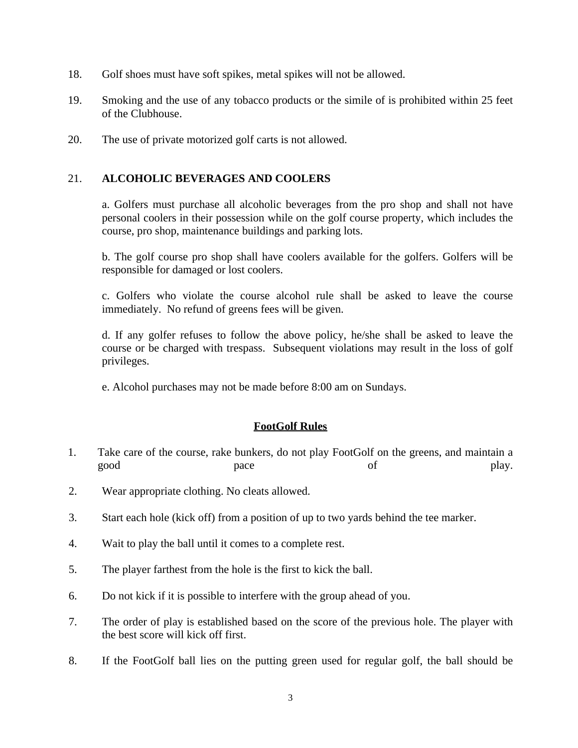18. Golf shoes must have soft spikes, metal spikes will not be allowed.

19. Smoking and the use of any tobacco products or the simile of is prohibited within 25 feet of the Clubhouse.

20. The use of private motorized golf carts is not allowed.

21. **ALCOHOLIC BEVERAGES AND COOLERS**

    a. Golfers must purchase all alcoholic beverages from the pro shop and shall not have personal coolers in their possession while on the golf course property, which includes the course, pro shop, maintenance buildings and parking lots.

    b. The golf course pro shop shall have coolers available for the golfers. Golfers will be responsible for damaged or lost coolers.

    c. Golfers who violate the course alcohol rule shall be asked to leave the course immediately. No refund of greens fees will be given.

    d. If any golfer refuses to follow the above policy, he/she shall be asked to leave the course or be charged with trespass. Subsequent violations may result in the loss of golf privileges.

    e. Alcohol purchases may not be made before 8:00 am on Sundays.

## FootGolf Rules

1. Take care of the course, rake bunkers, do not play FootGolf on the greens, and maintain a good pace of play.

2. Wear appropriate clothing. No cleats allowed.

3. Start each hole (kick off) from a position of up to two yards behind the tee marker.

4. Wait to play the ball until it comes to a complete rest.

5. The player farthest from the hole is the first to kick the ball.

6. Do not kick if it is possible to interfere with the group ahead of you.

7. The order of play is established based on the score of the previous hole. The player with the best score will kick off first.

8. If the FootGolf ball lies on the putting green used for regular golf, the ball should be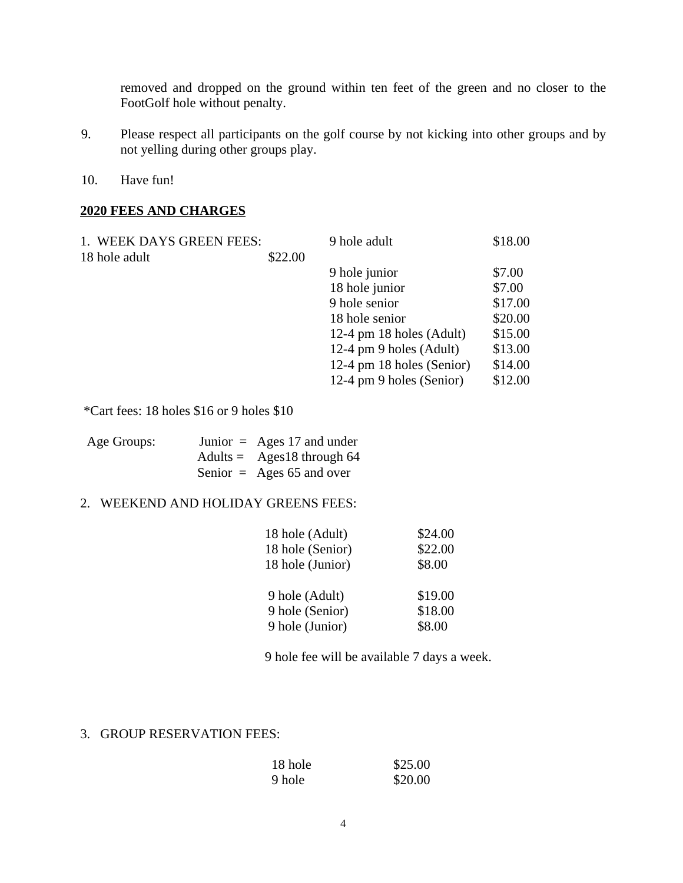removed and dropped on the ground within ten feet of the green and no closer to the FootGolf hole without penalty.

9. Please respect all participants on the golf course by not kicking into other groups and by not yelling during other groups play.

10. Have fun!

**2020 FEES AND CHARGES**

1. WEEK DAYS GREEN FEES:

| | |
|---|---|
| 18 hole adult | $22.00 |
| 9 hole adult | $18.00 |
| 9 hole junior | $7.00 |
| 18 hole junior | $7.00 |
| 9 hole senior | $17.00 |
| 18 hole senior | $20.00 |
| 12-4 pm 18 holes (Adult) | $15.00 |
| 12-4 pm 9 holes (Adult) | $13.00 |
| 12-4 pm 18 holes (Senior) | $14.00 |
| 12-4 pm 9 holes (Senior) | $12.00 |

*Cart fees: 18 holes $16 or 9 holes $10

Age Groups:
- Junior = Ages 17 and under
- Adults = Ages18 through 64
- Senior = Ages 65 and over

2. WEEKEND AND HOLIDAY GREENS FEES:

| | |
|---|---|
| 18 hole (Adult) | $24.00 |
| 18 hole (Senior) | $22.00 |
| 18 hole (Junior) | $8.00 |
| 9 hole (Adult) | $19.00 |
| 9 hole (Senior) | $18.00 |
| 9 hole (Junior) | $8.00 |

9 hole fee will be available 7 days a week.

3. GROUP RESERVATION FEES:

| | |
|---|---|
| 18 hole | $25.00 |
| 9 hole | $20.00 |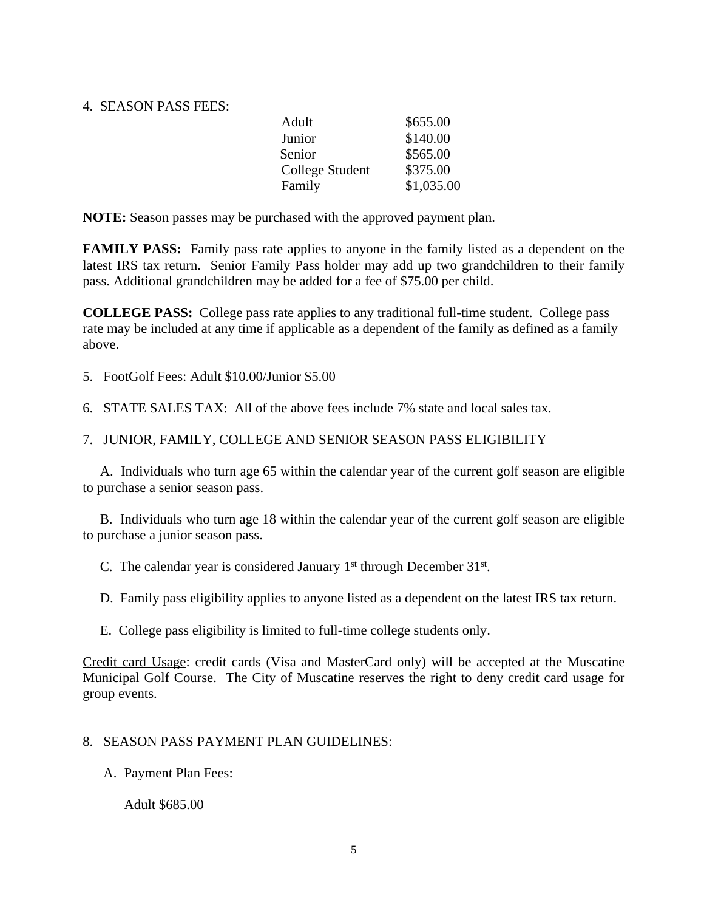4. SEASON PASS FEES:

| | |
|---|---|
| Adult | $655.00 |
| Junior | $140.00 |
| Senior | $565.00 |
| College Student | $375.00 |
| Family | $1,035.00 |

**NOTE:** Season passes may be purchased with the approved payment plan.

**FAMILY PASS:** Family pass rate applies to anyone in the family listed as a dependent on the latest IRS tax return. Senior Family Pass holder may add up two grandchildren to their family pass. Additional grandchildren may be added for a fee of $75.00 per child.

**COLLEGE PASS:** College pass rate applies to any traditional full-time student. College pass rate may be included at any time if applicable as a dependent of the family as defined as a family above.

5. FootGolf Fees: Adult $10.00/Junior $5.00

6. STATE SALES TAX: All of the above fees include 7% state and local sales tax.

7. JUNIOR, FAMILY, COLLEGE AND SENIOR SEASON PASS ELIGIBILITY

A. Individuals who turn age 65 within the calendar year of the current golf season are eligible to purchase a senior season pass.

B. Individuals who turn age 18 within the calendar year of the current golf season are eligible to purchase a junior season pass.

C. The calendar year is considered January 1st through December 31st.

D. Family pass eligibility applies to anyone listed as a dependent on the latest IRS tax return.

E. College pass eligibility is limited to full-time college students only.

Credit card Usage: credit cards (Visa and MasterCard only) will be accepted at the Muscatine Municipal Golf Course. The City of Muscatine reserves the right to deny credit card usage for group events.

8. SEASON PASS PAYMENT PLAN GUIDELINES:

A. Payment Plan Fees:

Adult $685.00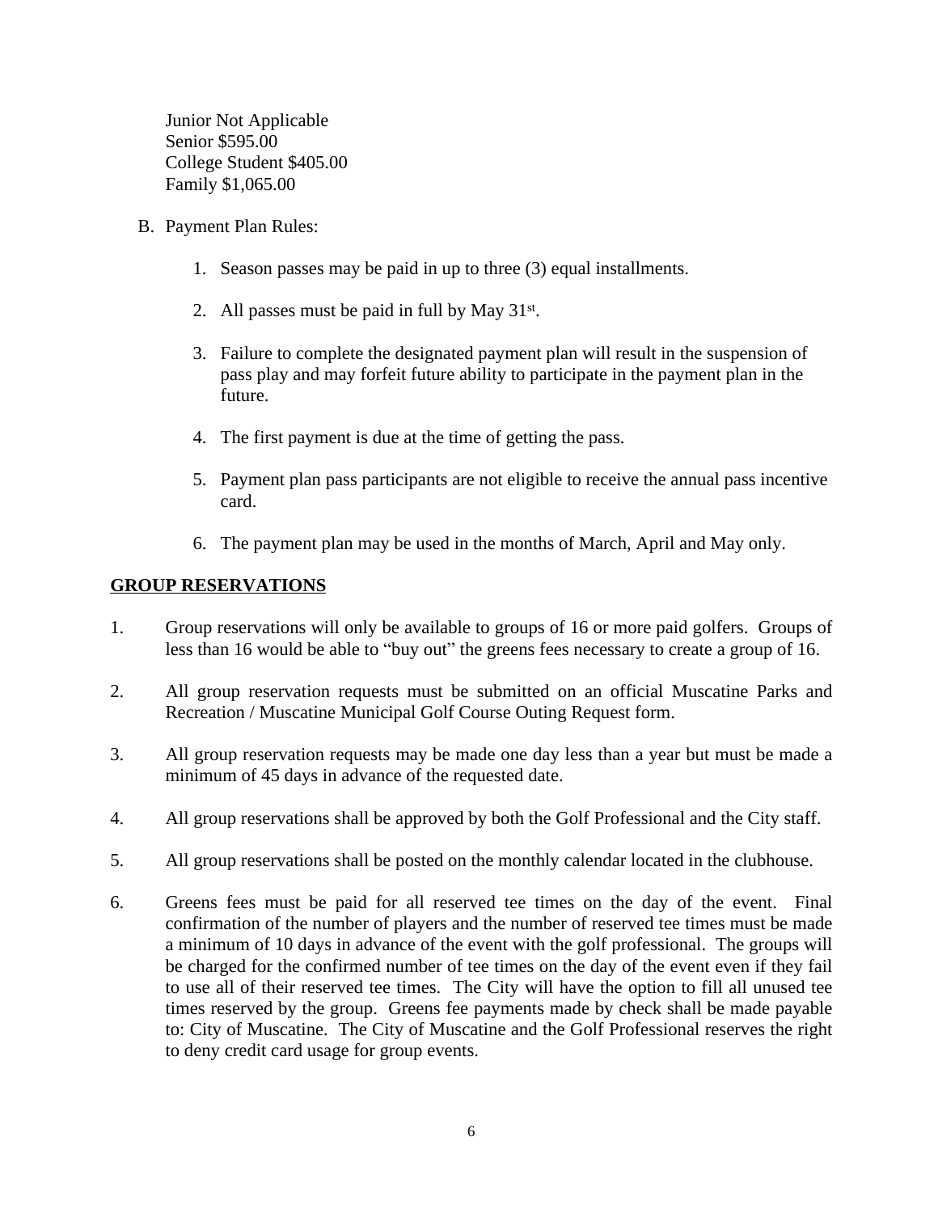Junior Not Applicable
Senior $595.00
College Student $405.00
Family $1,065.00

B. Payment Plan Rules:

   1. Season passes may be paid in up to three (3) equal installments.

   2. All passes must be paid in full by May 31st.

   3. Failure to complete the designated payment plan will result in the suspension of pass play and may forfeit future ability to participate in the payment plan in the future.

   4. The first payment is due at the time of getting the pass.

   5. Payment plan pass participants are not eligible to receive the annual pass incentive card.

   6. The payment plan may be used in the months of March, April and May only.

## GROUP RESERVATIONS

1. Group reservations will only be available to groups of 16 or more paid golfers. Groups of less than 16 would be able to "buy out" the greens fees necessary to create a group of 16.

2. All group reservation requests must be submitted on an official Muscatine Parks and Recreation / Muscatine Municipal Golf Course Outing Request form.

3. All group reservation requests may be made one day less than a year but must be made a minimum of 45 days in advance of the requested date.

4. All group reservations shall be approved by both the Golf Professional and the City staff.

5. All group reservations shall be posted on the monthly calendar located in the clubhouse.

6. Greens fees must be paid for all reserved tee times on the day of the event. Final confirmation of the number of players and the number of reserved tee times must be made a minimum of 10 days in advance of the event with the golf professional. The groups will be charged for the confirmed number of tee times on the day of the event even if they fail to use all of their reserved tee times. The City will have the option to fill all unused tee times reserved by the group. Greens fee payments made by check shall be made payable to: City of Muscatine. The City of Muscatine and the Golf Professional reserves the right to deny credit card usage for group events.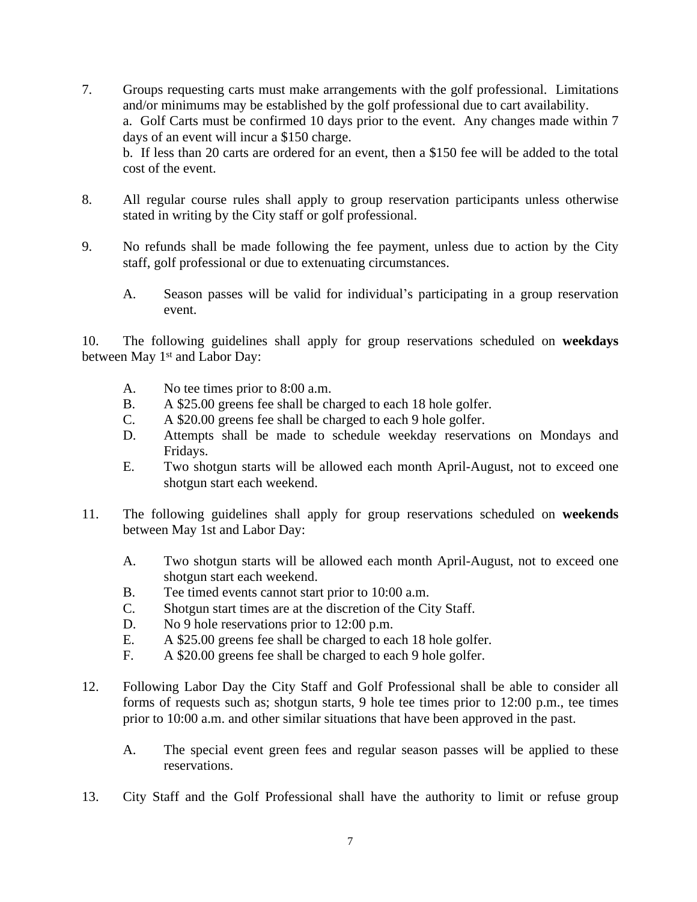7. Groups requesting carts must make arrangements with the golf professional. Limitations and/or minimums may be established by the golf professional due to cart availability.
   a. Golf Carts must be confirmed 10 days prior to the event. Any changes made within 7 days of an event will incur a $150 charge.
   b. If less than 20 carts are ordered for an event, then a $150 fee will be added to the total cost of the event.

8. All regular course rules shall apply to group reservation participants unless otherwise stated in writing by the City staff or golf professional.

9. No refunds shall be made following the fee payment, unless due to action by the City staff, golf professional or due to extenuating circumstances.

   A. Season passes will be valid for individual's participating in a group reservation event.

10. The following guidelines shall apply for group reservations scheduled on **weekdays** between May 1st and Labor Day:

   A. No tee times prior to 8:00 a.m.
   B. A $25.00 greens fee shall be charged to each 18 hole golfer.
   C. A $20.00 greens fee shall be charged to each 9 hole golfer.
   D. Attempts shall be made to schedule weekday reservations on Mondays and Fridays.
   E. Two shotgun starts will be allowed each month April-August, not to exceed one shotgun start each weekend.

11. The following guidelines shall apply for group reservations scheduled on **weekends** between May 1st and Labor Day:

   A. Two shotgun starts will be allowed each month April-August, not to exceed one shotgun start each weekend.
   B. Tee timed events cannot start prior to 10:00 a.m.
   C. Shotgun start times are at the discretion of the City Staff.
   D. No 9 hole reservations prior to 12:00 p.m.
   E. A $25.00 greens fee shall be charged to each 18 hole golfer.
   F. A $20.00 greens fee shall be charged to each 9 hole golfer.

12. Following Labor Day the City Staff and Golf Professional shall be able to consider all forms of requests such as; shotgun starts, 9 hole tee times prior to 12:00 p.m., tee times prior to 10:00 a.m. and other similar situations that have been approved in the past.

   A. The special event green fees and regular season passes will be applied to these reservations.

13. City Staff and the Golf Professional shall have the authority to limit or refuse group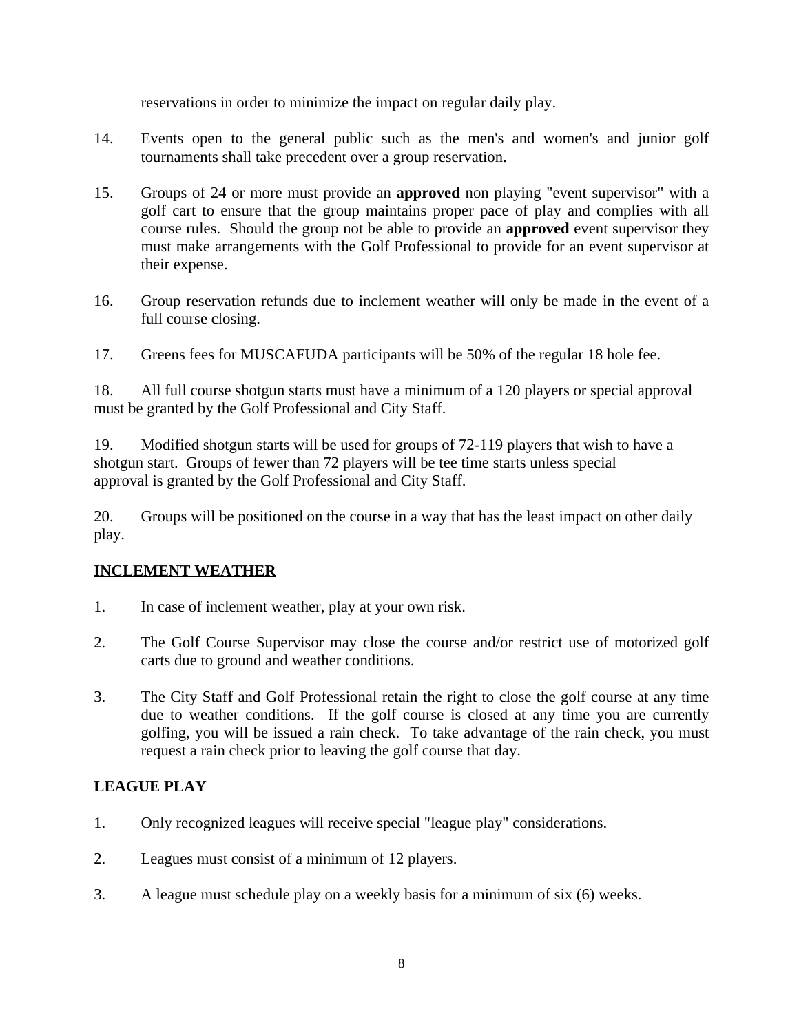reservations in order to minimize the impact on regular daily play.

14. Events open to the general public such as the men's and women's and junior golf tournaments shall take precedent over a group reservation.

15. Groups of 24 or more must provide an **approved** non playing "event supervisor" with a golf cart to ensure that the group maintains proper pace of play and complies with all course rules. Should the group not be able to provide an **approved** event supervisor they must make arrangements with the Golf Professional to provide for an event supervisor at their expense.

16. Group reservation refunds due to inclement weather will only be made in the event of a full course closing.

17. Greens fees for MUSCAFUDA participants will be 50% of the regular 18 hole fee.

18. All full course shotgun starts must have a minimum of a 120 players or special approval must be granted by the Golf Professional and City Staff.

19. Modified shotgun starts will be used for groups of 72-119 players that wish to have a shotgun start. Groups of fewer than 72 players will be tee time starts unless special approval is granted by the Golf Professional and City Staff.

20. Groups will be positioned on the course in a way that has the least impact on other daily play.

## INCLEMENT WEATHER

1. In case of inclement weather, play at your own risk.

2. The Golf Course Supervisor may close the course and/or restrict use of motorized golf carts due to ground and weather conditions.

3. The City Staff and Golf Professional retain the right to close the golf course at any time due to weather conditions. If the golf course is closed at any time you are currently golfing, you will be issued a rain check. To take advantage of the rain check, you must request a rain check prior to leaving the golf course that day.

## LEAGUE PLAY

1. Only recognized leagues will receive special "league play" considerations.

2. Leagues must consist of a minimum of 12 players.

3. A league must schedule play on a weekly basis for a minimum of six (6) weeks.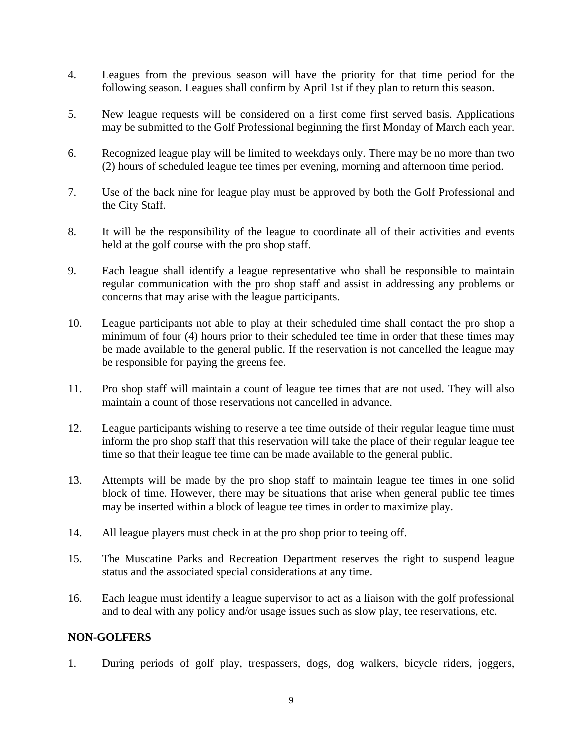4. Leagues from the previous season will have the priority for that time period for the following season. Leagues shall confirm by April 1st if they plan to return this season.

5. New league requests will be considered on a first come first served basis. Applications may be submitted to the Golf Professional beginning the first Monday of March each year.

6. Recognized league play will be limited to weekdays only. There may be no more than two (2) hours of scheduled league tee times per evening, morning and afternoon time period.

7. Use of the back nine for league play must be approved by both the Golf Professional and the City Staff.

8. It will be the responsibility of the league to coordinate all of their activities and events held at the golf course with the pro shop staff.

9. Each league shall identify a league representative who shall be responsible to maintain regular communication with the pro shop staff and assist in addressing any problems or concerns that may arise with the league participants.

10. League participants not able to play at their scheduled time shall contact the pro shop a minimum of four (4) hours prior to their scheduled tee time in order that these times may be made available to the general public. If the reservation is not cancelled the league may be responsible for paying the greens fee.

11. Pro shop staff will maintain a count of league tee times that are not used. They will also maintain a count of those reservations not cancelled in advance.

12. League participants wishing to reserve a tee time outside of their regular league time must inform the pro shop staff that this reservation will take the place of their regular league tee time so that their league tee time can be made available to the general public.

13. Attempts will be made by the pro shop staff to maintain league tee times in one solid block of time. However, there may be situations that arise when general public tee times may be inserted within a block of league tee times in order to maximize play.

14. All league players must check in at the pro shop prior to teeing off.

15. The Muscatine Parks and Recreation Department reserves the right to suspend league status and the associated special considerations at any time.

16. Each league must identify a league supervisor to act as a liaison with the golf professional and to deal with any policy and/or usage issues such as slow play, tee reservations, etc.

## NON-GOLFERS

1. During periods of golf play, trespassers, dogs, dog walkers, bicycle riders, joggers,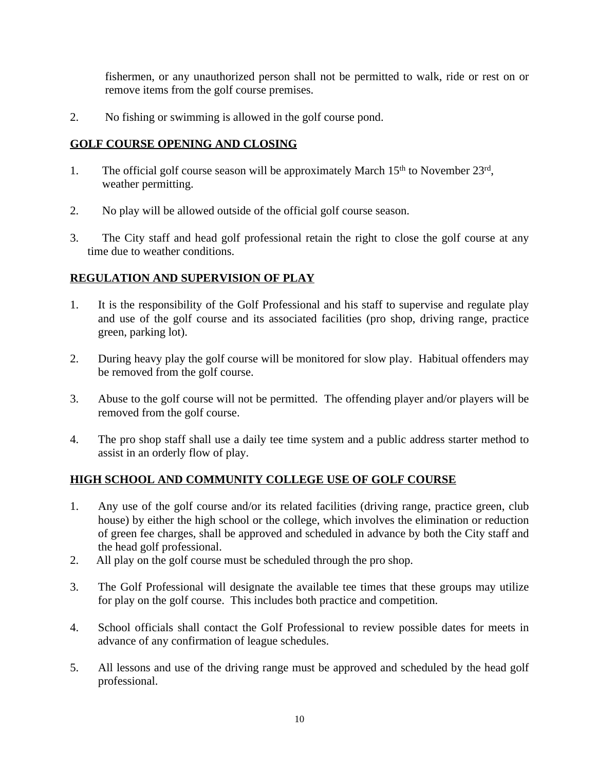fishermen, or any unauthorized person shall not be permitted to walk, ride or rest on or remove items from the golf course premises.

2. No fishing or swimming is allowed in the golf course pond.

**GOLF COURSE OPENING AND CLOSING**

1. The official golf course season will be approximately March 15th to November 23rd, weather permitting.

2. No play will be allowed outside of the official golf course season.

3. The City staff and head golf professional retain the right to close the golf course at any time due to weather conditions.

**REGULATION AND SUPERVISION OF PLAY**

1. It is the responsibility of the Golf Professional and his staff to supervise and regulate play and use of the golf course and its associated facilities (pro shop, driving range, practice green, parking lot).

2. During heavy play the golf course will be monitored for slow play. Habitual offenders may be removed from the golf course.

3. Abuse to the golf course will not be permitted. The offending player and/or players will be removed from the golf course.

4. The pro shop staff shall use a daily tee time system and a public address starter method to assist in an orderly flow of play.

**HIGH SCHOOL AND COMMUNITY COLLEGE USE OF GOLF COURSE**

1. Any use of the golf course and/or its related facilities (driving range, practice green, club house) by either the high school or the college, which involves the elimination or reduction of green fee charges, shall be approved and scheduled in advance by both the City staff and the head golf professional.
2. All play on the golf course must be scheduled through the pro shop.

3. The Golf Professional will designate the available tee times that these groups may utilize for play on the golf course. This includes both practice and competition.

4. School officials shall contact the Golf Professional to review possible dates for meets in advance of any confirmation of league schedules.

5. All lessons and use of the driving range must be approved and scheduled by the head golf professional.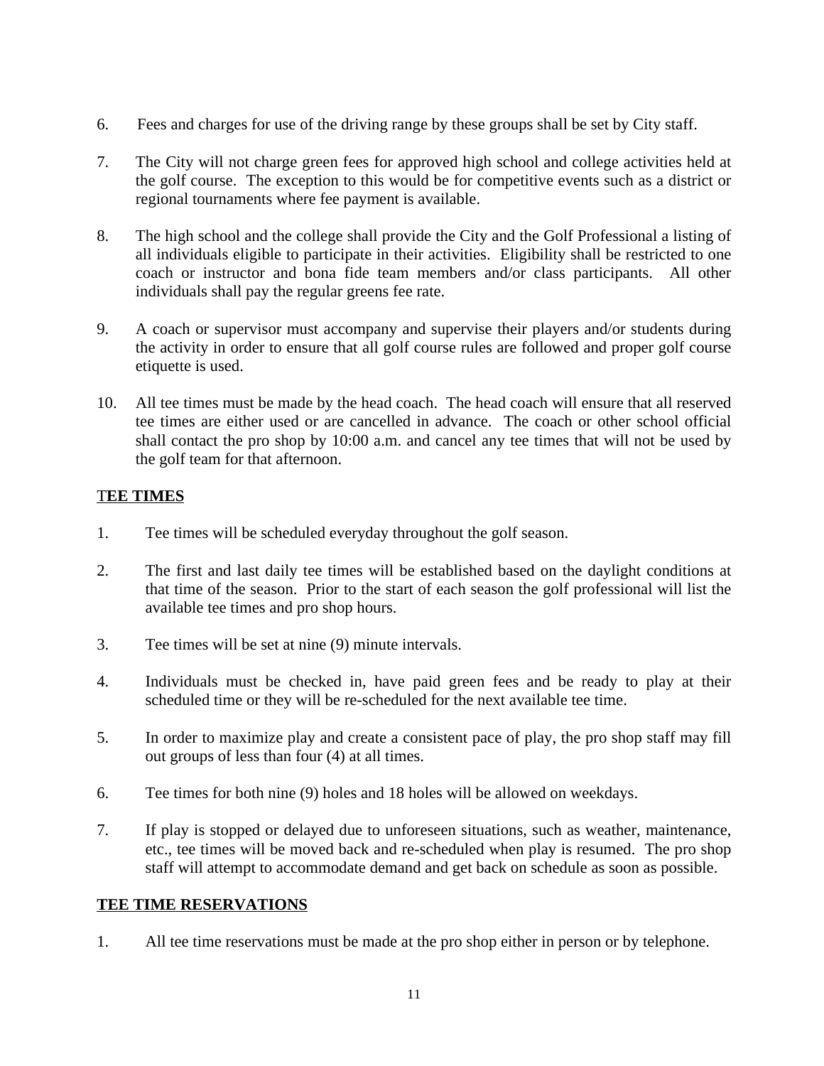6. Fees and charges for use of the driving range by these groups shall be set by City staff.

7. The City will not charge green fees for approved high school and college activities held at the golf course. The exception to this would be for competitive events such as a district or regional tournaments where fee payment is available.

8. The high school and the college shall provide the City and the Golf Professional a listing of all individuals eligible to participate in their activities. Eligibility shall be restricted to one coach or instructor and bona fide team members and/or class participants. All other individuals shall pay the regular greens fee rate.

9. A coach or supervisor must accompany and supervise their players and/or students during the activity in order to ensure that all golf course rules are followed and proper golf course etiquette is used.

10. All tee times must be made by the head coach. The head coach will ensure that all reserved tee times are either used or are cancelled in advance. The coach or other school official shall contact the pro shop by 10:00 a.m. and cancel any tee times that will not be used by the golf team for that afternoon.

## TEE TIMES

1. Tee times will be scheduled everyday throughout the golf season.

2. The first and last daily tee times will be established based on the daylight conditions at that time of the season. Prior to the start of each season the golf professional will list the available tee times and pro shop hours.

3. Tee times will be set at nine (9) minute intervals.

4. Individuals must be checked in, have paid green fees and be ready to play at their scheduled time or they will be re-scheduled for the next available tee time.

5. In order to maximize play and create a consistent pace of play, the pro shop staff may fill out groups of less than four (4) at all times.

6. Tee times for both nine (9) holes and 18 holes will be allowed on weekdays.

7. If play is stopped or delayed due to unforeseen situations, such as weather, maintenance, etc., tee times will be moved back and re-scheduled when play is resumed. The pro shop staff will attempt to accommodate demand and get back on schedule as soon as possible.

## TEE TIME RESERVATIONS

1. All tee time reservations must be made at the pro shop either in person or by telephone.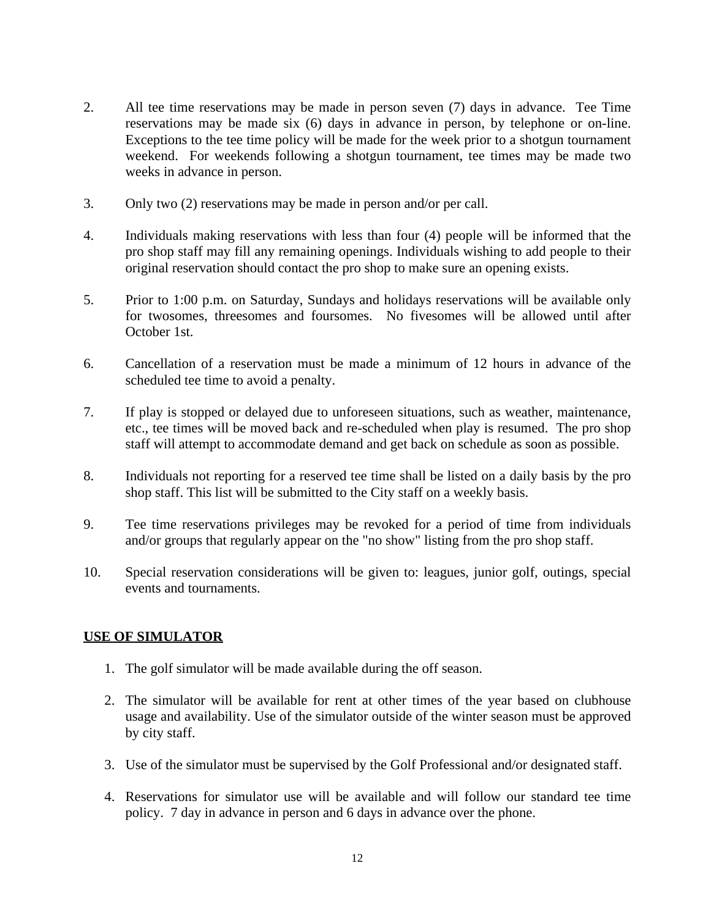2. All tee time reservations may be made in person seven (7) days in advance. Tee Time reservations may be made six (6) days in advance in person, by telephone or on-line. Exceptions to the tee time policy will be made for the week prior to a shotgun tournament weekend. For weekends following a shotgun tournament, tee times may be made two weeks in advance in person.

3. Only two (2) reservations may be made in person and/or per call.

4. Individuals making reservations with less than four (4) people will be informed that the pro shop staff may fill any remaining openings. Individuals wishing to add people to their original reservation should contact the pro shop to make sure an opening exists.

5. Prior to 1:00 p.m. on Saturday, Sundays and holidays reservations will be available only for twosomes, threesomes and foursomes. No fivesomes will be allowed until after October 1st.

6. Cancellation of a reservation must be made a minimum of 12 hours in advance of the scheduled tee time to avoid a penalty.

7. If play is stopped or delayed due to unforeseen situations, such as weather, maintenance, etc., tee times will be moved back and re-scheduled when play is resumed. The pro shop staff will attempt to accommodate demand and get back on schedule as soon as possible.

8. Individuals not reporting for a reserved tee time shall be listed on a daily basis by the pro shop staff. This list will be submitted to the City staff on a weekly basis.

9. Tee time reservations privileges may be revoked for a period of time from individuals and/or groups that regularly appear on the "no show" listing from the pro shop staff.

10. Special reservation considerations will be given to: leagues, junior golf, outings, special events and tournaments.

## USE OF SIMULATOR

1. The golf simulator will be made available during the off season.

2. The simulator will be available for rent at other times of the year based on clubhouse usage and availability. Use of the simulator outside of the winter season must be approved by city staff.

3. Use of the simulator must be supervised by the Golf Professional and/or designated staff.

4. Reservations for simulator use will be available and will follow our standard tee time policy. 7 day in advance in person and 6 days in advance over the phone.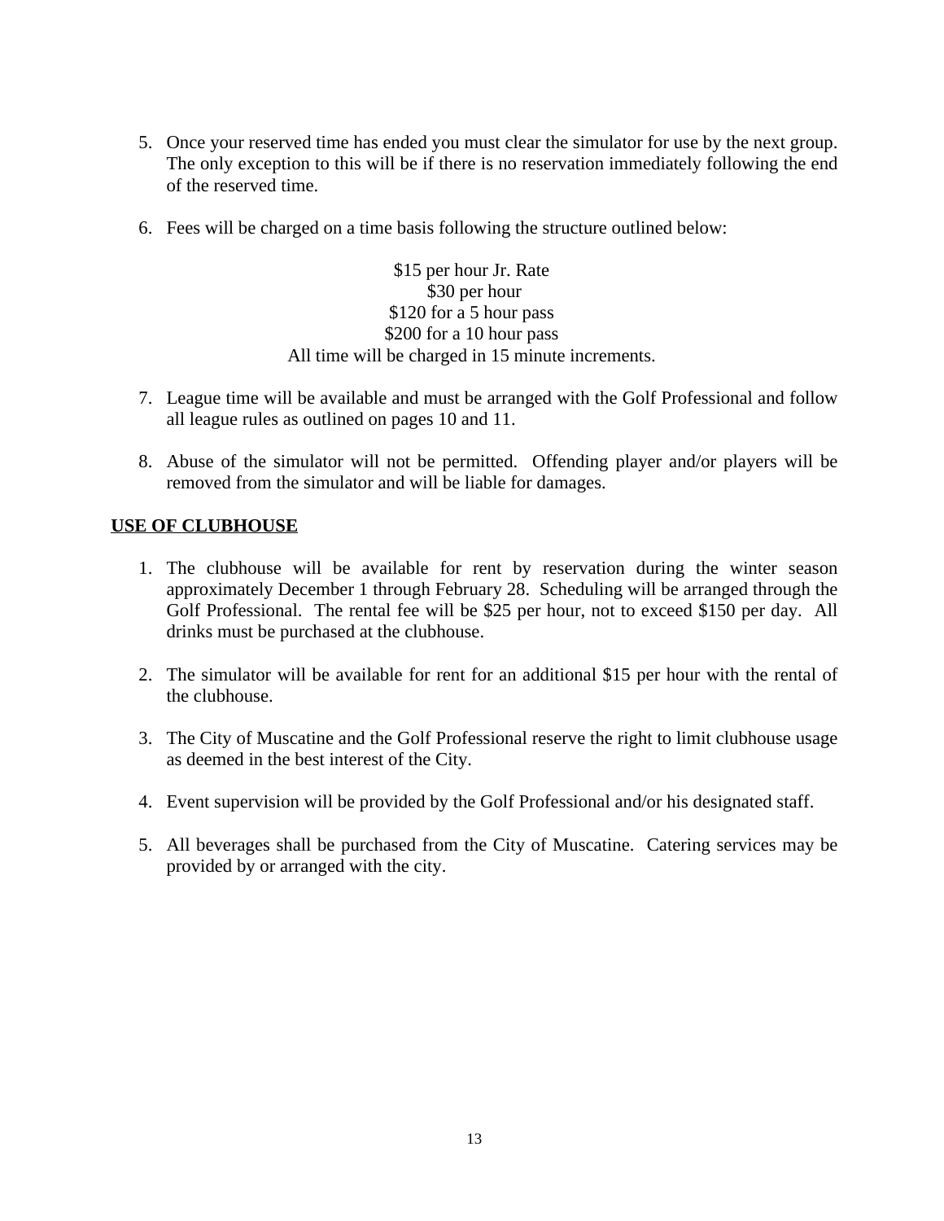5. Once your reserved time has ended you must clear the simulator for use by the next group. The only exception to this will be if there is no reservation immediately following the end of the reserved time.

6. Fees will be charged on a time basis following the structure outlined below:

   $15 per hour Jr. Rate
   $30 per hour
   $120 for a 5 hour pass
   $200 for a 10 hour pass
   All time will be charged in 15 minute increments.

7. League time will be available and must be arranged with the Golf Professional and follow all league rules as outlined on pages 10 and 11.

8. Abuse of the simulator will not be permitted. Offending player and/or players will be removed from the simulator and will be liable for damages.

**USE OF CLUBHOUSE**

1. The clubhouse will be available for rent by reservation during the winter season approximately December 1 through February 28. Scheduling will be arranged through the Golf Professional. The rental fee will be $25 per hour, not to exceed $150 per day. All drinks must be purchased at the clubhouse.

2. The simulator will be available for rent for an additional $15 per hour with the rental of the clubhouse.

3. The City of Muscatine and the Golf Professional reserve the right to limit clubhouse usage as deemed in the best interest of the City.

4. Event supervision will be provided by the Golf Professional and/or his designated staff.

5. All beverages shall be purchased from the City of Muscatine. Catering services may be provided by or arranged with the city.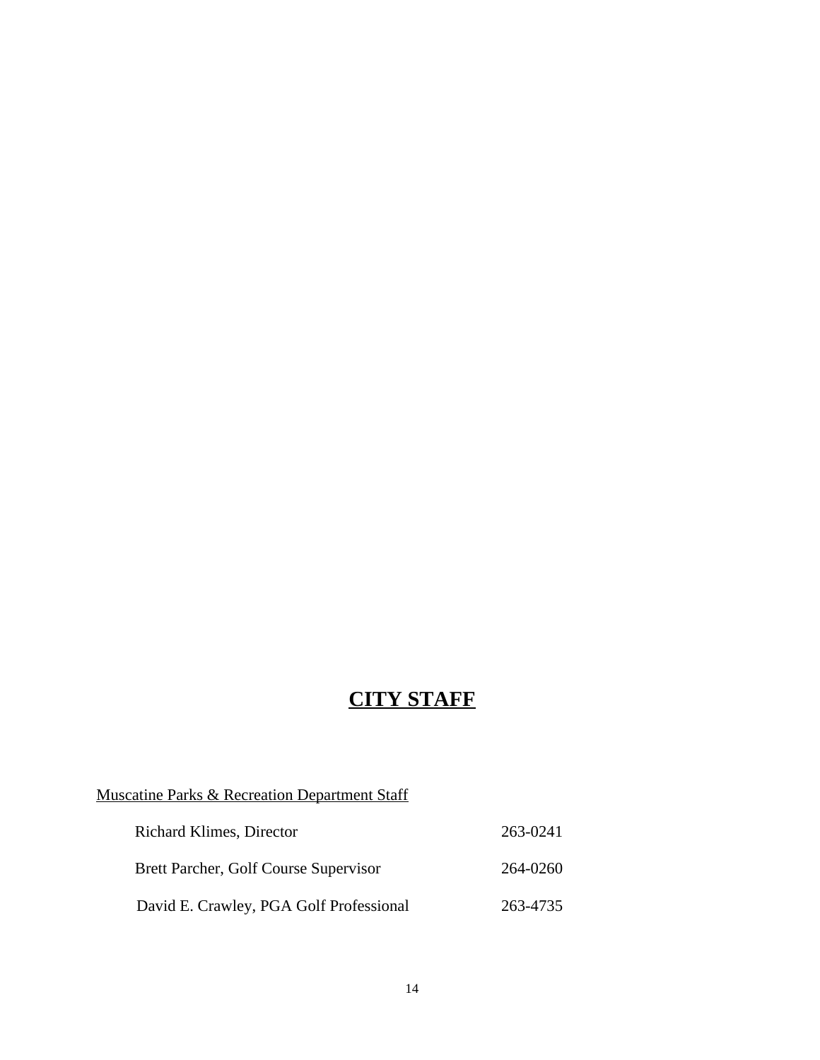# **CITY STAFF**

Muscatine Parks & Recreation Department Staff

| | |
|---|---|
| Richard Klimes, Director | 263-0241 |
| Brett Parcher, Golf Course Supervisor | 264-0260 |
| David E. Crawley, PGA Golf Professional | 263-4735 |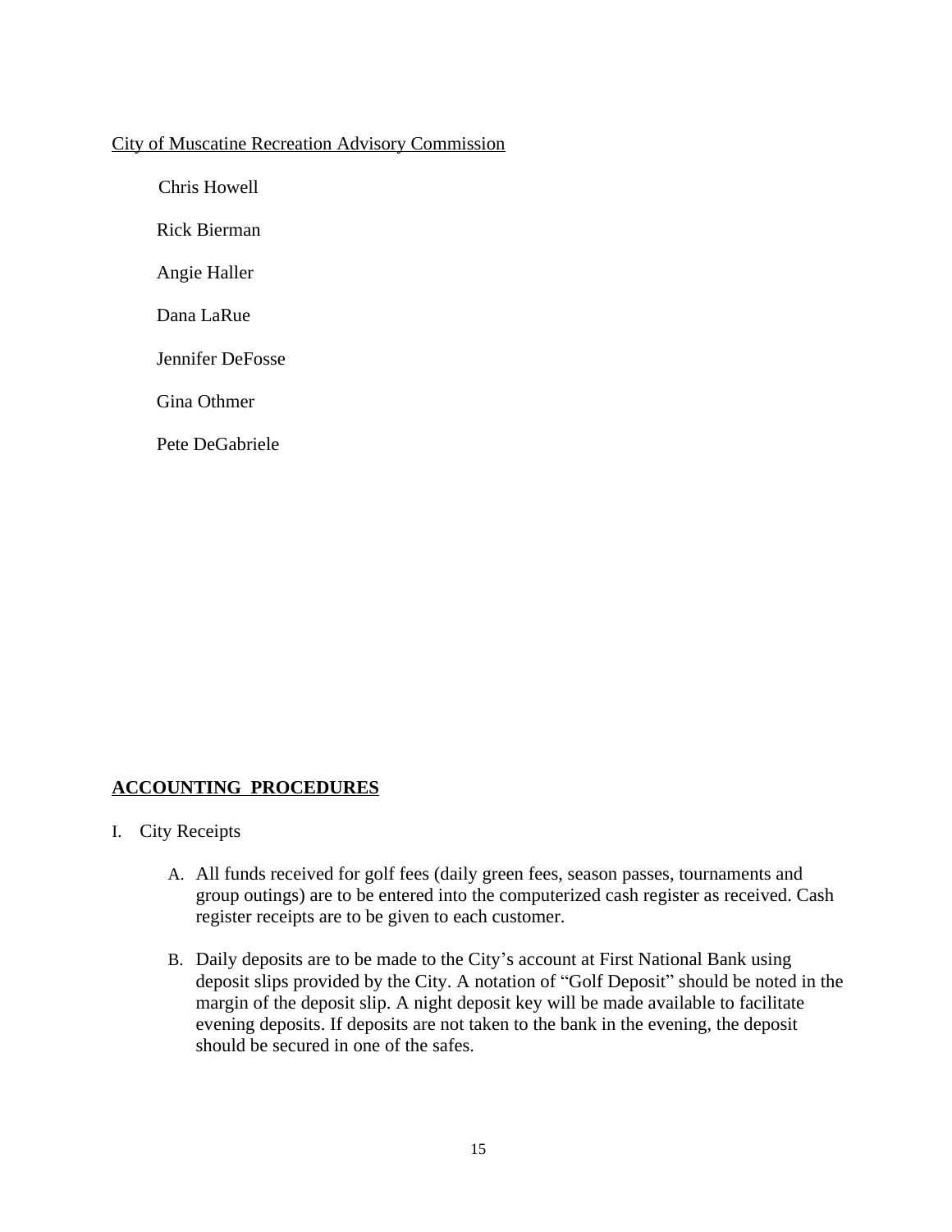City of Muscatine Recreation Advisory Commission

Chris Howell

Rick Bierman

Angie Haller

Dana LaRue

Jennifer DeFosse

Gina Othmer

Pete DeGabriele

## ACCOUNTING PROCEDURES

I. City Receipts

   A. All funds received for golf fees (daily green fees, season passes, tournaments and group outings) are to be entered into the computerized cash register as received. Cash register receipts are to be given to each customer.

   B. Daily deposits are to be made to the City's account at First National Bank using deposit slips provided by the City. A notation of "Golf Deposit" should be noted in the margin of the deposit slip. A night deposit key will be made available to facilitate evening deposits. If deposits are not taken to the bank in the evening, the deposit should be secured in one of the safes.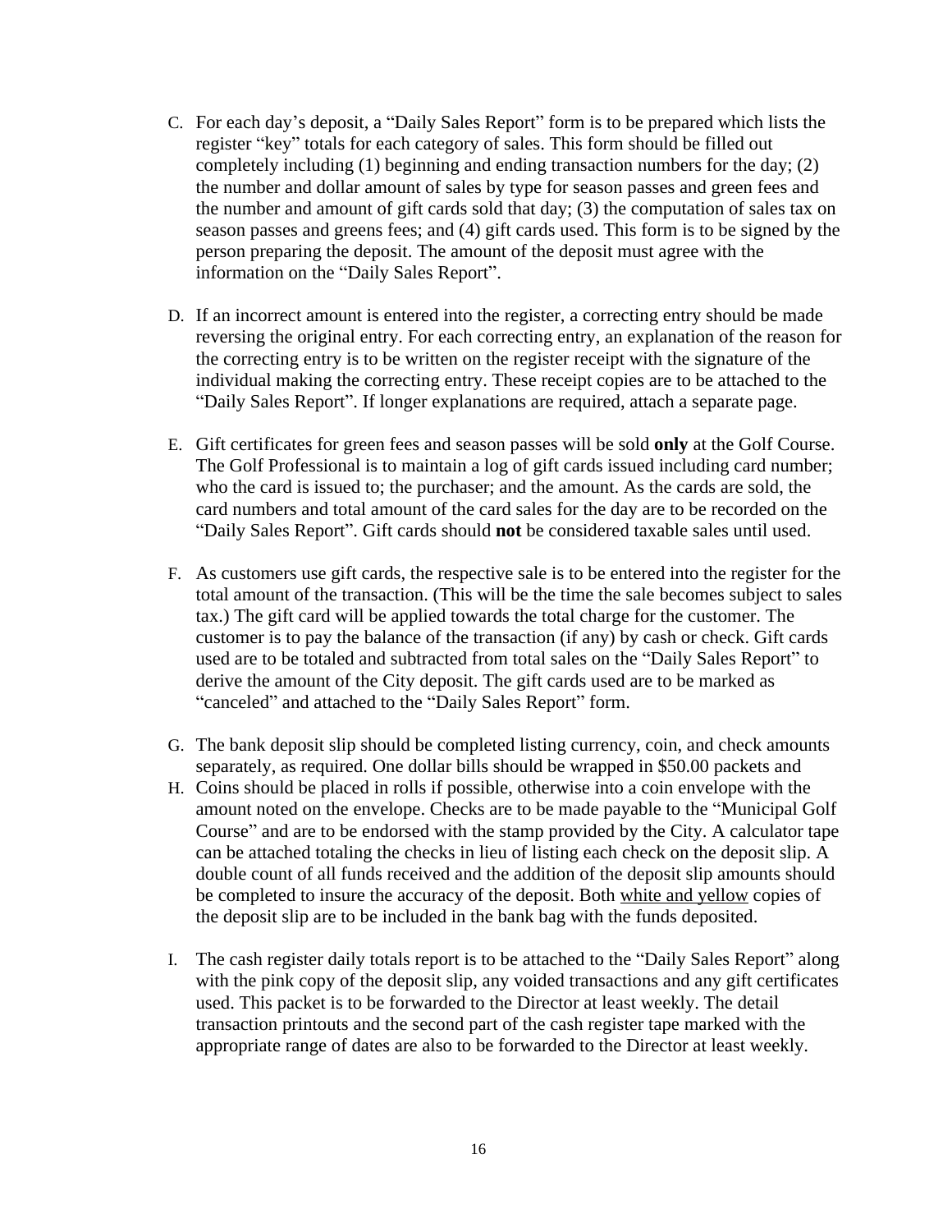C. For each day's deposit, a "Daily Sales Report" form is to be prepared which lists the register "key" totals for each category of sales. This form should be filled out completely including (1) beginning and ending transaction numbers for the day; (2) the number and dollar amount of sales by type for season passes and green fees and the number and amount of gift cards sold that day; (3) the computation of sales tax on season passes and greens fees; and (4) gift cards used. This form is to be signed by the person preparing the deposit. The amount of the deposit must agree with the information on the "Daily Sales Report".

D. If an incorrect amount is entered into the register, a correcting entry should be made reversing the original entry. For each correcting entry, an explanation of the reason for the correcting entry is to be written on the register receipt with the signature of the individual making the correcting entry. These receipt copies are to be attached to the "Daily Sales Report". If longer explanations are required, attach a separate page.

E. Gift certificates for green fees and season passes will be sold **only** at the Golf Course. The Golf Professional is to maintain a log of gift cards issued including card number; who the card is issued to; the purchaser; and the amount. As the cards are sold, the card numbers and total amount of the card sales for the day are to be recorded on the "Daily Sales Report". Gift cards should **not** be considered taxable sales until used.

F. As customers use gift cards, the respective sale is to be entered into the register for the total amount of the transaction. (This will be the time the sale becomes subject to sales tax.) The gift card will be applied towards the total charge for the customer. The customer is to pay the balance of the transaction (if any) by cash or check. Gift cards used are to be totaled and subtracted from total sales on the "Daily Sales Report" to derive the amount of the City deposit. The gift cards used are to be marked as "canceled" and attached to the "Daily Sales Report" form.

G. The bank deposit slip should be completed listing currency, coin, and check amounts separately, as required. One dollar bills should be wrapped in $50.00 packets and

H. Coins should be placed in rolls if possible, otherwise into a coin envelope with the amount noted on the envelope. Checks are to be made payable to the "Municipal Golf Course" and are to be endorsed with the stamp provided by the City. A calculator tape can be attached totaling the checks in lieu of listing each check on the deposit slip. A double count of all funds received and the addition of the deposit slip amounts should be completed to insure the accuracy of the deposit. Both <u>white and yellow</u> copies of the deposit slip are to be included in the bank bag with the funds deposited.

I. The cash register daily totals report is to be attached to the "Daily Sales Report" along with the pink copy of the deposit slip, any voided transactions and any gift certificates used. This packet is to be forwarded to the Director at least weekly. The detail transaction printouts and the second part of the cash register tape marked with the appropriate range of dates are also to be forwarded to the Director at least weekly.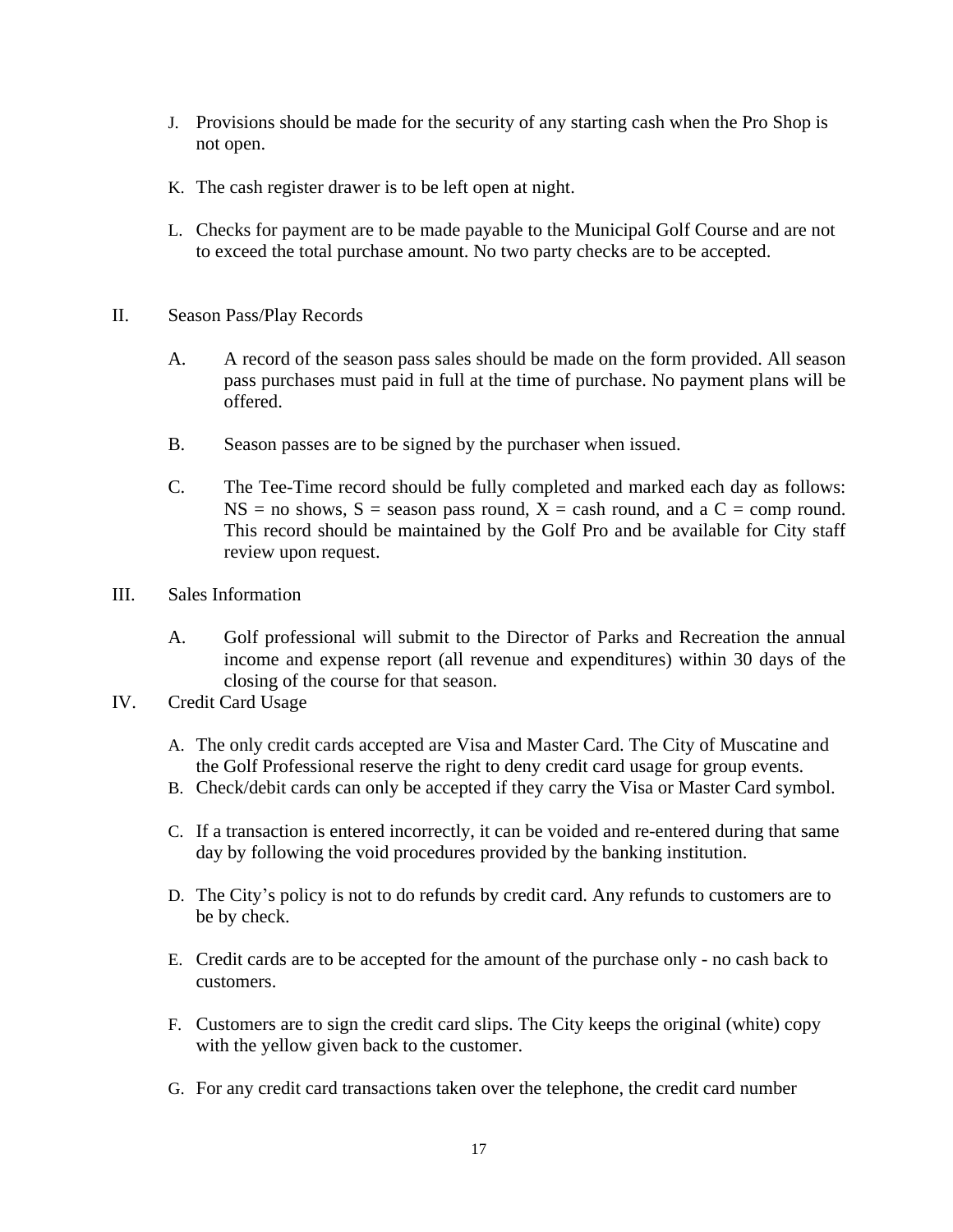J. Provisions should be made for the security of any starting cash when the Pro Shop is not open.

K. The cash register drawer is to be left open at night.

L. Checks for payment are to be made payable to the Municipal Golf Course and are not to exceed the total purchase amount. No two party checks are to be accepted.

II. Season Pass/Play Records

A. A record of the season pass sales should be made on the form provided. All season pass purchases must paid in full at the time of purchase. No payment plans will be offered.

B. Season passes are to be signed by the purchaser when issued.

C. The Tee-Time record should be fully completed and marked each day as follows: NS = no shows, S = season pass round, X = cash round, and a C = comp round. This record should be maintained by the Golf Pro and be available for City staff review upon request.

III. Sales Information

A. Golf professional will submit to the Director of Parks and Recreation the annual income and expense report (all revenue and expenditures) within 30 days of the closing of the course for that season.

IV. Credit Card Usage

A. The only credit cards accepted are Visa and Master Card. The City of Muscatine and the Golf Professional reserve the right to deny credit card usage for group events.

B. Check/debit cards can only be accepted if they carry the Visa or Master Card symbol.

C. If a transaction is entered incorrectly, it can be voided and re-entered during that same day by following the void procedures provided by the banking institution.

D. The City's policy is not to do refunds by credit card. Any refunds to customers are to be by check.

E. Credit cards are to be accepted for the amount of the purchase only - no cash back to customers.

F. Customers are to sign the credit card slips. The City keeps the original (white) copy with the yellow given back to the customer.

G. For any credit card transactions taken over the telephone, the credit card number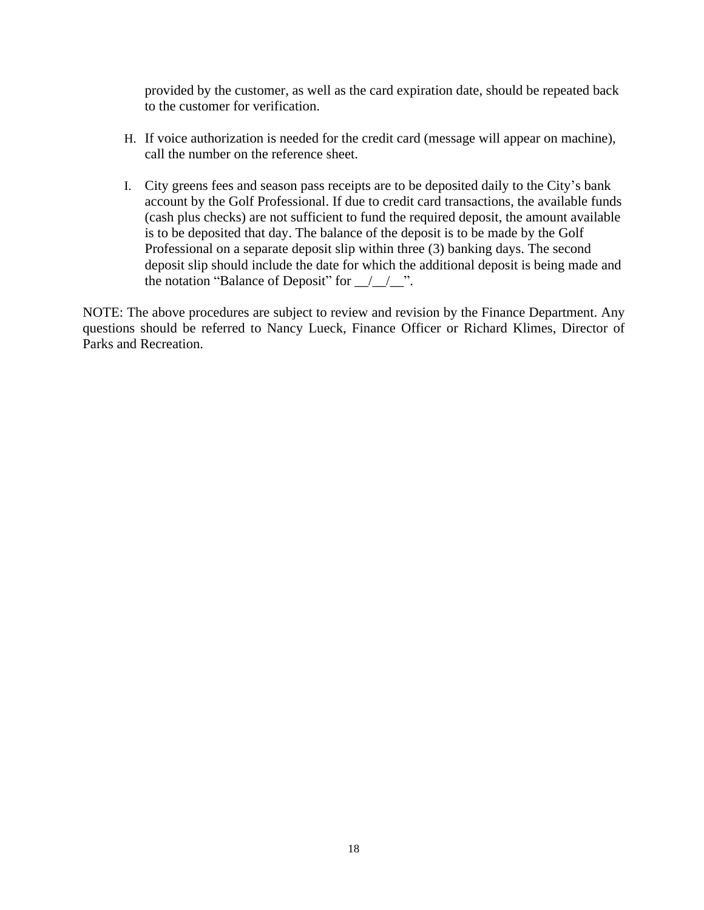provided by the customer, as well as the card expiration date, should be repeated back to the customer for verification.

H. If voice authorization is needed for the credit card (message will appear on machine), call the number on the reference sheet.

I. City greens fees and season pass receipts are to be deposited daily to the City's bank account by the Golf Professional. If due to credit card transactions, the available funds (cash plus checks) are not sufficient to fund the required deposit, the amount available is to be deposited that day. The balance of the deposit is to be made by the Golf Professional on a separate deposit slip within three (3) banking days. The second deposit slip should include the date for which the additional deposit is being made and the notation "Balance of Deposit" for __/__/__".

NOTE: The above procedures are subject to review and revision by the Finance Department. Any questions should be referred to Nancy Lueck, Finance Officer or Richard Klimes, Director of Parks and Recreation.